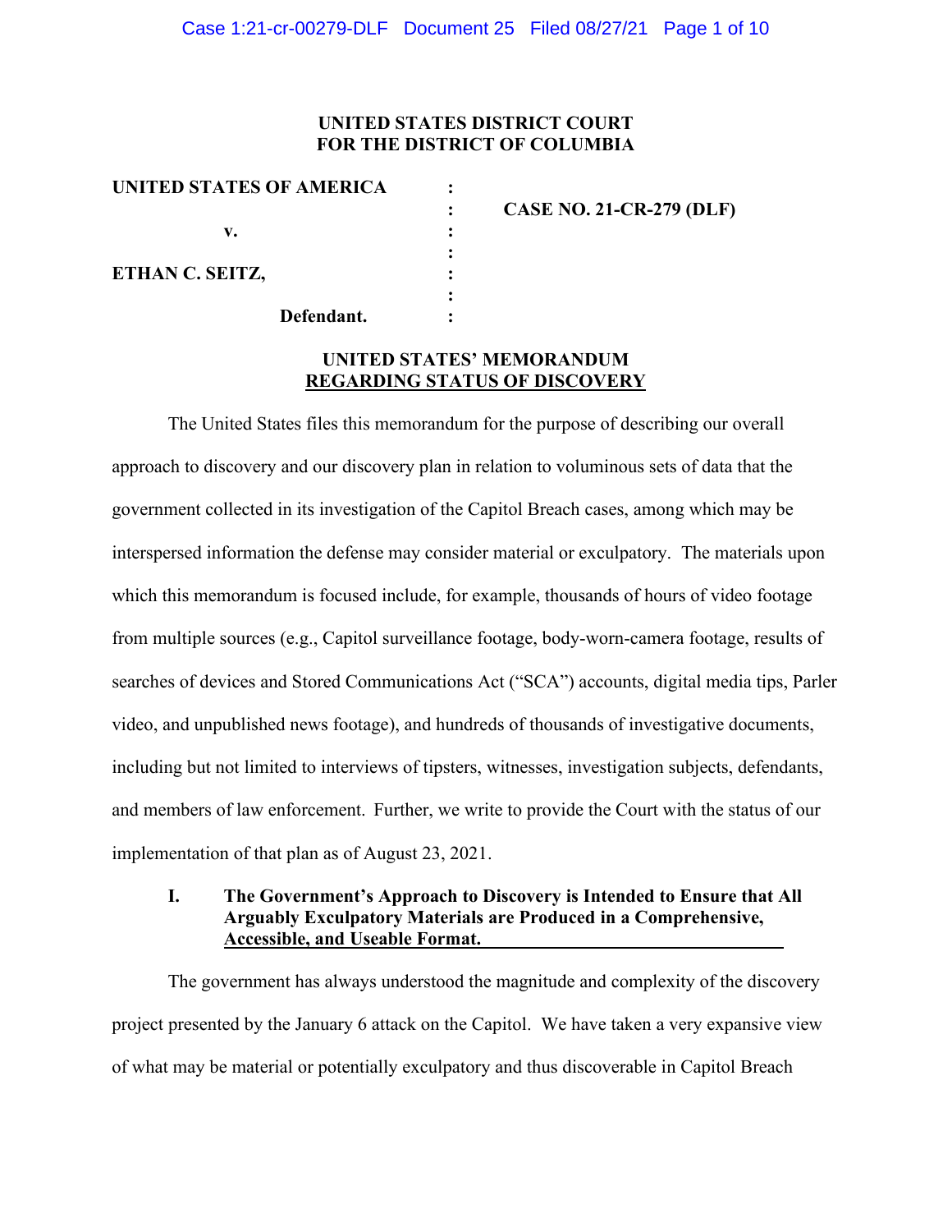**UNITED STATES DISTRICT COURT**
**FOR THE DISTRICT OF COLUMBIA**

| | | |
|---|---|---|
| **UNITED STATES OF AMERICA** | : | |
| | : | **CASE NO. 21-CR-279 (DLF)** |
| **v.** | : | |
| | : | |
| **ETHAN C. SEITZ,** | : | |
| | : | |
| **Defendant.** | : | |

**UNITED STATES' MEMORANDUM**
**REGARDING STATUS OF DISCOVERY**

The United States files this memorandum for the purpose of describing our overall approach to discovery and our discovery plan in relation to voluminous sets of data that the government collected in its investigation of the Capitol Breach cases, among which may be interspersed information the defense may consider material or exculpatory. The materials upon which this memorandum is focused include, for example, thousands of hours of video footage from multiple sources (e.g., Capitol surveillance footage, body-worn-camera footage, results of searches of devices and Stored Communications Act ("SCA") accounts, digital media tips, Parler video, and unpublished news footage), and hundreds of thousands of investigative documents, including but not limited to interviews of tipsters, witnesses, investigation subjects, defendants, and members of law enforcement. Further, we write to provide the Court with the status of our implementation of that plan as of August 23, 2021.

## I. The Government's Approach to Discovery is Intended to Ensure that All Arguably Exculpatory Materials are Produced in a Comprehensive, Accessible, and Useable Format.

The government has always understood the magnitude and complexity of the discovery project presented by the January 6 attack on the Capitol. We have taken a very expansive view of what may be material or potentially exculpatory and thus discoverable in Capitol Breach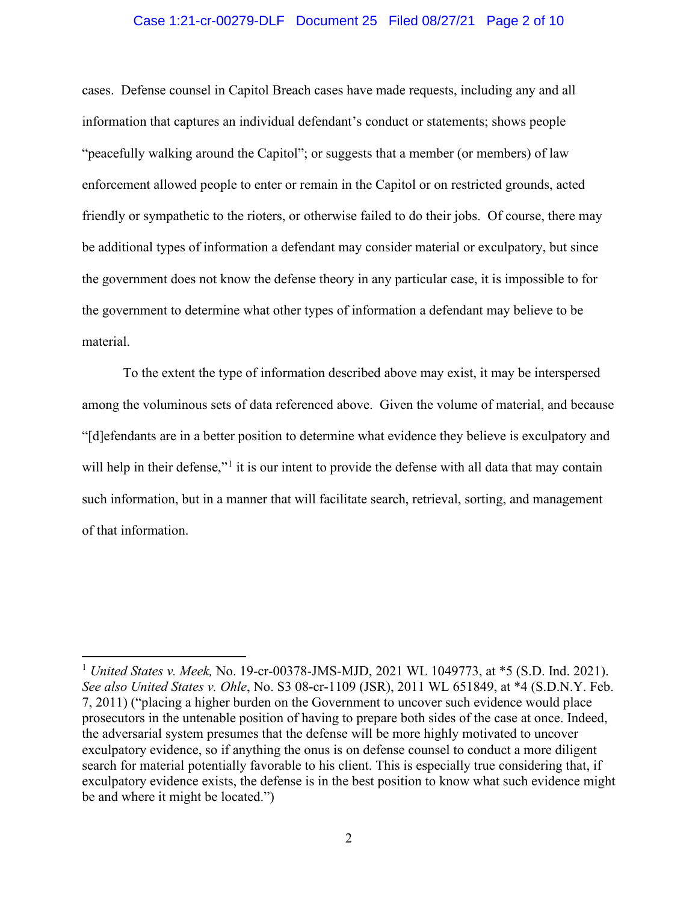cases. Defense counsel in Capitol Breach cases have made requests, including any and all information that captures an individual defendant's conduct or statements; shows people "peacefully walking around the Capitol"; or suggests that a member (or members) of law enforcement allowed people to enter or remain in the Capitol or on restricted grounds, acted friendly or sympathetic to the rioters, or otherwise failed to do their jobs. Of course, there may be additional types of information a defendant may consider material or exculpatory, but since the government does not know the defense theory in any particular case, it is impossible to for the government to determine what other types of information a defendant may believe to be material.

To the extent the type of information described above may exist, it may be interspersed among the voluminous sets of data referenced above. Given the volume of material, and because "[d]efendants are in a better position to determine what evidence they believe is exculpatory and will help in their defense,"[1] it is our intent to provide the defense with all data that may contain such information, but in a manner that will facilitate search, retrieval, sorting, and management of that information.

---

[1] *United States v. Meek,* No. 19-cr-00378-JMS-MJD, 2021 WL 1049773, at *5 (S.D. Ind. 2021). *See also United States v. Ohle*, No. S3 08-cr-1109 (JSR), 2011 WL 651849, at *4 (S.D.N.Y. Feb. 7, 2011) ("placing a higher burden on the Government to uncover such evidence would place prosecutors in the untenable position of having to prepare both sides of the case at once. Indeed, the adversarial system presumes that the defense will be more highly motivated to uncover exculpatory evidence, so if anything the onus is on defense counsel to conduct a more diligent search for material potentially favorable to his client. This is especially true considering that, if exculpatory evidence exists, the defense is in the best position to know what such evidence might be and where it might be located.")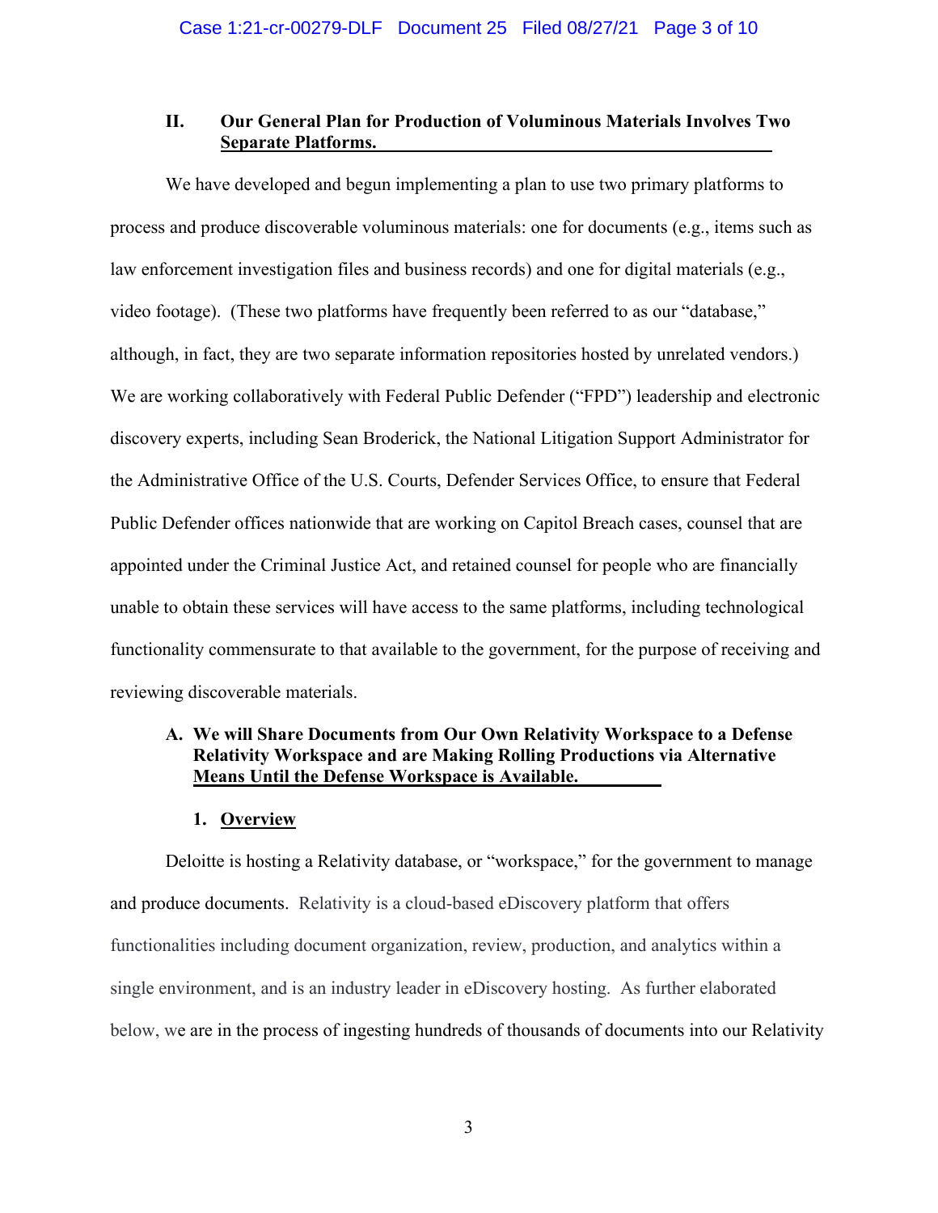## II. Our General Plan for Production of Voluminous Materials Involves Two Separate Platforms.

We have developed and begun implementing a plan to use two primary platforms to process and produce discoverable voluminous materials: one for documents (e.g., items such as law enforcement investigation files and business records) and one for digital materials (e.g., video footage). (These two platforms have frequently been referred to as our "database," although, in fact, they are two separate information repositories hosted by unrelated vendors.) We are working collaboratively with Federal Public Defender ("FPD") leadership and electronic discovery experts, including Sean Broderick, the National Litigation Support Administrator for the Administrative Office of the U.S. Courts, Defender Services Office, to ensure that Federal Public Defender offices nationwide that are working on Capitol Breach cases, counsel that are appointed under the Criminal Justice Act, and retained counsel for people who are financially unable to obtain these services will have access to the same platforms, including technological functionality commensurate to that available to the government, for the purpose of receiving and reviewing discoverable materials.

### A. We will Share Documents from Our Own Relativity Workspace to a Defense Relativity Workspace and are Making Rolling Productions via Alternative Means Until the Defense Workspace is Available.

#### 1. Overview

Deloitte is hosting a Relativity database, or "workspace," for the government to manage and produce documents. Relativity is a cloud-based eDiscovery platform that offers functionalities including document organization, review, production, and analytics within a single environment, and is an industry leader in eDiscovery hosting. As further elaborated below, we are in the process of ingesting hundreds of thousands of documents into our Relativity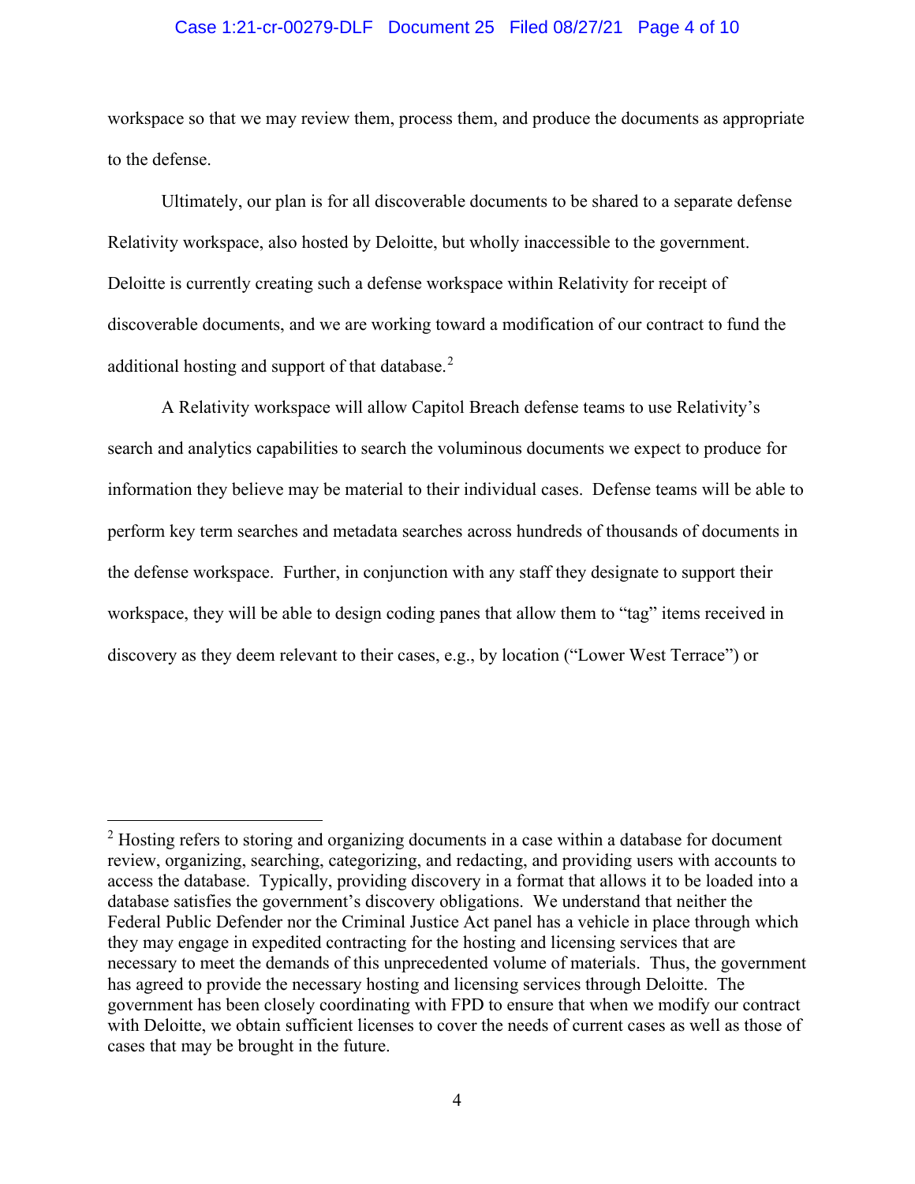workspace so that we may review them, process them, and produce the documents as appropriate to the defense.

Ultimately, our plan is for all discoverable documents to be shared to a separate defense Relativity workspace, also hosted by Deloitte, but wholly inaccessible to the government. Deloitte is currently creating such a defense workspace within Relativity for receipt of discoverable documents, and we are working toward a modification of our contract to fund the additional hosting and support of that database.[2]

A Relativity workspace will allow Capitol Breach defense teams to use Relativity's search and analytics capabilities to search the voluminous documents we expect to produce for information they believe may be material to their individual cases. Defense teams will be able to perform key term searches and metadata searches across hundreds of thousands of documents in the defense workspace. Further, in conjunction with any staff they designate to support their workspace, they will be able to design coding panes that allow them to "tag" items received in discovery as they deem relevant to their cases, e.g., by location ("Lower West Terrace") or

---

[2] Hosting refers to storing and organizing documents in a case within a database for document review, organizing, searching, categorizing, and redacting, and providing users with accounts to access the database. Typically, providing discovery in a format that allows it to be loaded into a database satisfies the government's discovery obligations. We understand that neither the Federal Public Defender nor the Criminal Justice Act panel has a vehicle in place through which they may engage in expedited contracting for the hosting and licensing services that are necessary to meet the demands of this unprecedented volume of materials. Thus, the government has agreed to provide the necessary hosting and licensing services through Deloitte. The government has been closely coordinating with FPD to ensure that when we modify our contract with Deloitte, we obtain sufficient licenses to cover the needs of current cases as well as those of cases that may be brought in the future.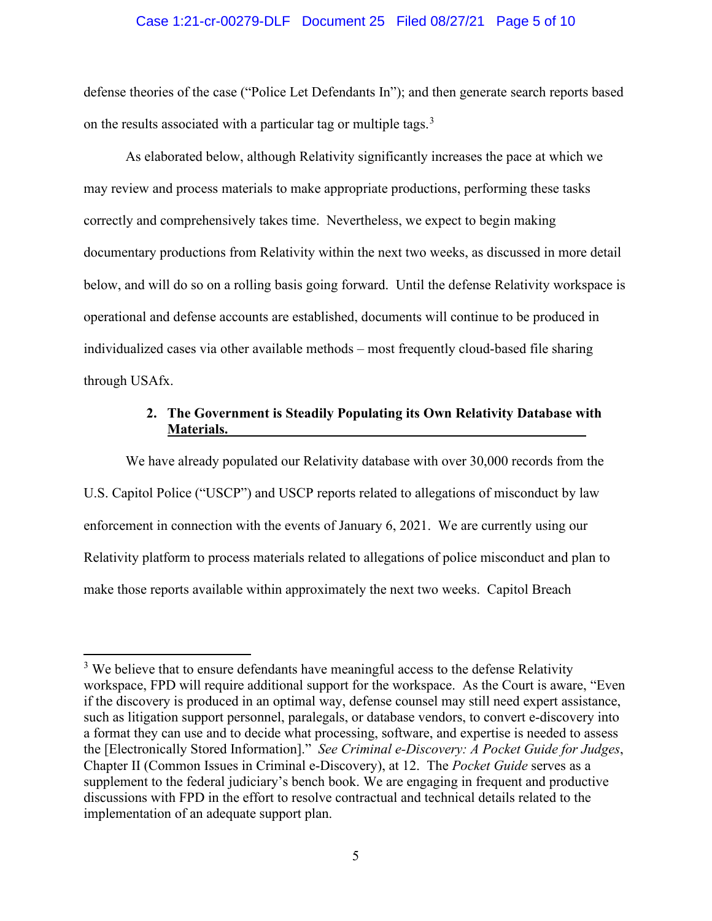defense theories of the case ("Police Let Defendants In"); and then generate search reports based on the results associated with a particular tag or multiple tags.[3]

As elaborated below, although Relativity significantly increases the pace at which we may review and process materials to make appropriate productions, performing these tasks correctly and comprehensively takes time. Nevertheless, we expect to begin making documentary productions from Relativity within the next two weeks, as discussed in more detail below, and will do so on a rolling basis going forward. Until the defense Relativity workspace is operational and defense accounts are established, documents will continue to be produced in individualized cases via other available methods – most frequently cloud-based file sharing through USAfx.

### 2. The Government is Steadily Populating its Own Relativity Database with Materials.

We have already populated our Relativity database with over 30,000 records from the U.S. Capitol Police ("USCP") and USCP reports related to allegations of misconduct by law enforcement in connection with the events of January 6, 2021. We are currently using our Relativity platform to process materials related to allegations of police misconduct and plan to make those reports available within approximately the next two weeks. Capitol Breach

[3] We believe that to ensure defendants have meaningful access to the defense Relativity workspace, FPD will require additional support for the workspace. As the Court is aware, "Even if the discovery is produced in an optimal way, defense counsel may still need expert assistance, such as litigation support personnel, paralegals, or database vendors, to convert e-discovery into a format they can use and to decide what processing, software, and expertise is needed to assess the [Electronically Stored Information]." *See Criminal e-Discovery: A Pocket Guide for Judges*, Chapter II (Common Issues in Criminal e-Discovery), at 12. The *Pocket Guide* serves as a supplement to the federal judiciary's bench book. We are engaging in frequent and productive discussions with FPD in the effort to resolve contractual and technical details related to the implementation of an adequate support plan.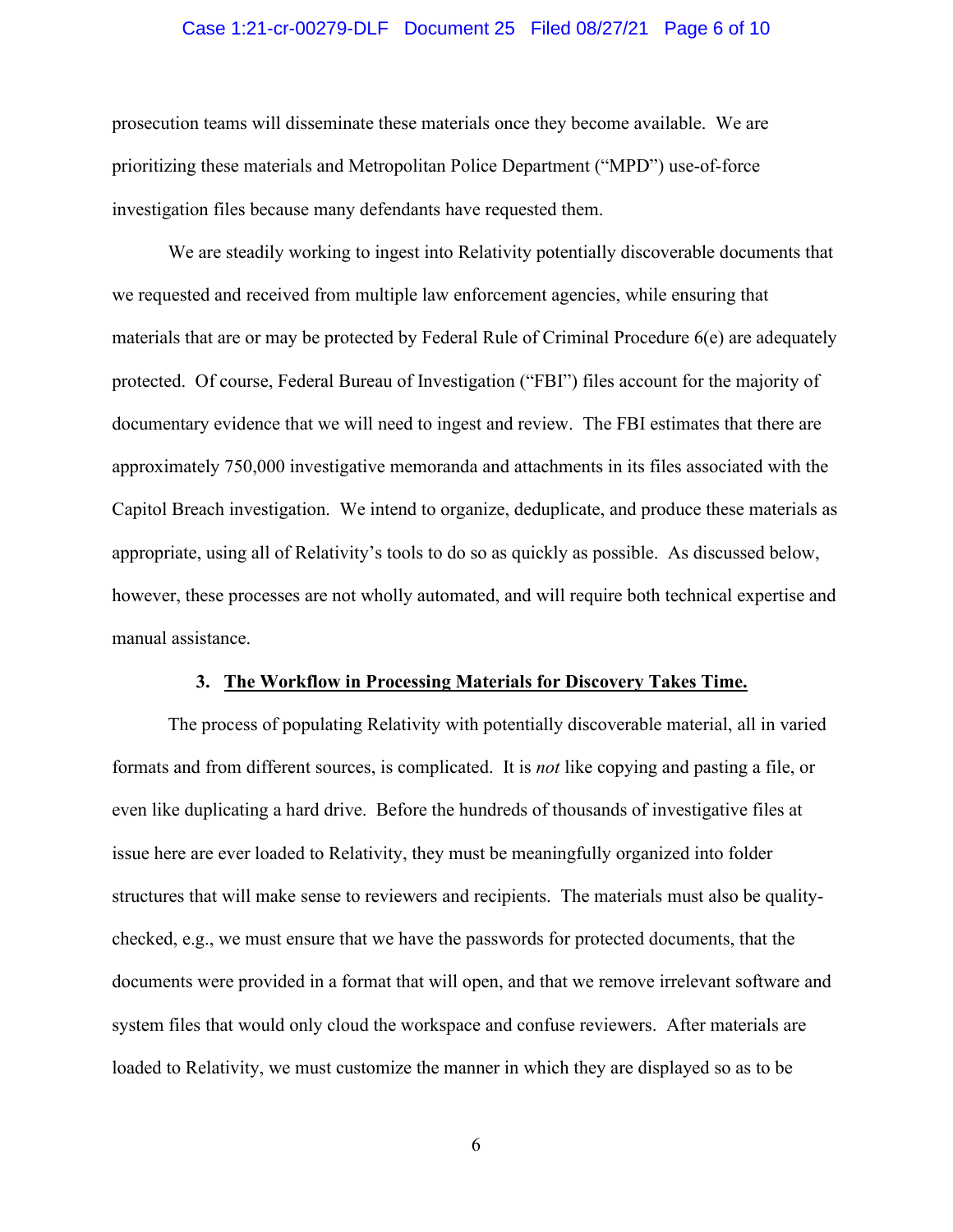prosecution teams will disseminate these materials once they become available. We are prioritizing these materials and Metropolitan Police Department ("MPD") use-of-force investigation files because many defendants have requested them.

We are steadily working to ingest into Relativity potentially discoverable documents that we requested and received from multiple law enforcement agencies, while ensuring that materials that are or may be protected by Federal Rule of Criminal Procedure 6(e) are adequately protected. Of course, Federal Bureau of Investigation ("FBI") files account for the majority of documentary evidence that we will need to ingest and review. The FBI estimates that there are approximately 750,000 investigative memoranda and attachments in its files associated with the Capitol Breach investigation. We intend to organize, deduplicate, and produce these materials as appropriate, using all of Relativity's tools to do so as quickly as possible. As discussed below, however, these processes are not wholly automated, and will require both technical expertise and manual assistance.

### 3. <u>The Workflow in Processing Materials for Discovery Takes Time.</u>

The process of populating Relativity with potentially discoverable material, all in varied formats and from different sources, is complicated. It is *not* like copying and pasting a file, or even like duplicating a hard drive. Before the hundreds of thousands of investigative files at issue here are ever loaded to Relativity, they must be meaningfully organized into folder structures that will make sense to reviewers and recipients. The materials must also be quality-checked, e.g., we must ensure that we have the passwords for protected documents, that the documents were provided in a format that will open, and that we remove irrelevant software and system files that would only cloud the workspace and confuse reviewers. After materials are loaded to Relativity, we must customize the manner in which they are displayed so as to be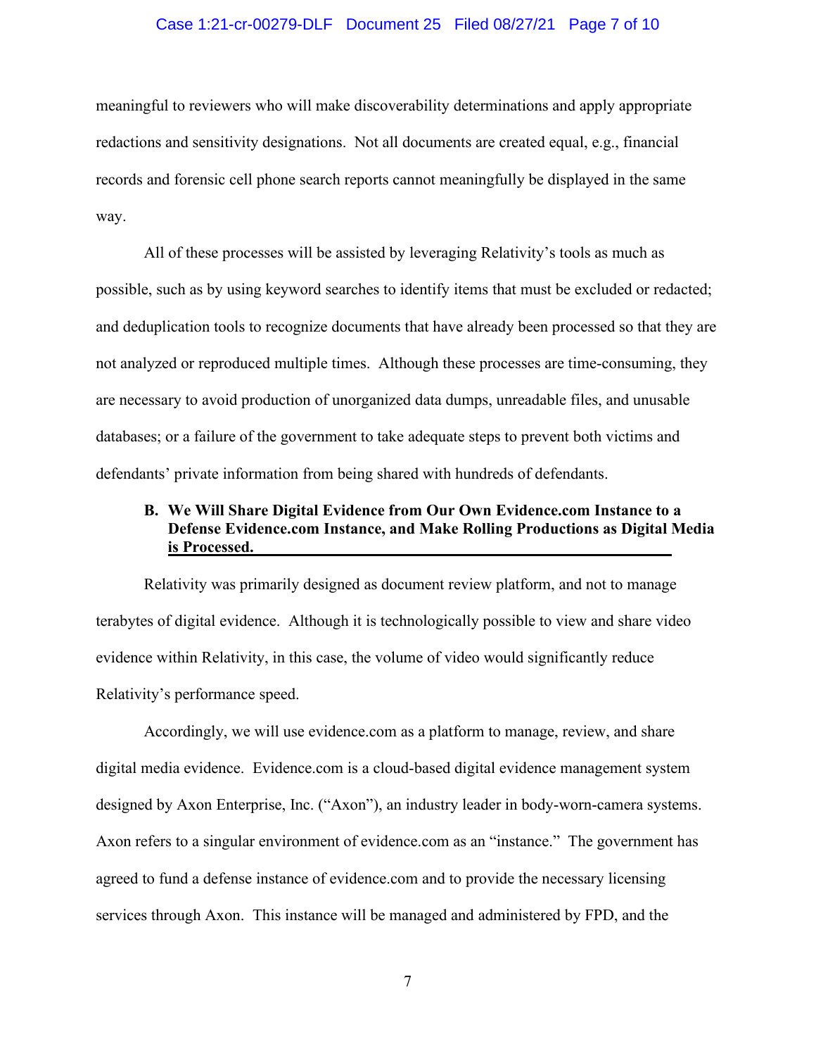meaningful to reviewers who will make discoverability determinations and apply appropriate redactions and sensitivity designations. Not all documents are created equal, e.g., financial records and forensic cell phone search reports cannot meaningfully be displayed in the same way.

All of these processes will be assisted by leveraging Relativity's tools as much as possible, such as by using keyword searches to identify items that must be excluded or redacted; and deduplication tools to recognize documents that have already been processed so that they are not analyzed or reproduced multiple times. Although these processes are time-consuming, they are necessary to avoid production of unorganized data dumps, unreadable files, and unusable databases; or a failure of the government to take adequate steps to prevent both victims and defendants' private information from being shared with hundreds of defendants.

**B. <u>We Will Share Digital Evidence from Our Own Evidence.com Instance to a Defense Evidence.com Instance, and Make Rolling Productions as Digital Media is Processed.</u>**

Relativity was primarily designed as document review platform, and not to manage terabytes of digital evidence. Although it is technologically possible to view and share video evidence within Relativity, in this case, the volume of video would significantly reduce Relativity's performance speed.

Accordingly, we will use evidence.com as a platform to manage, review, and share digital media evidence. Evidence.com is a cloud-based digital evidence management system designed by Axon Enterprise, Inc. ("Axon"), an industry leader in body-worn-camera systems. Axon refers to a singular environment of evidence.com as an "instance." The government has agreed to fund a defense instance of evidence.com and to provide the necessary licensing services through Axon. This instance will be managed and administered by FPD, and the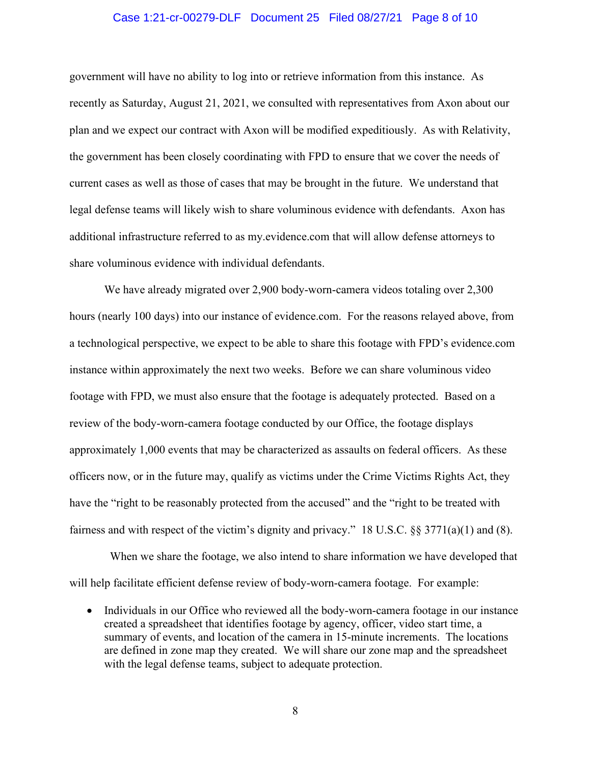government will have no ability to log into or retrieve information from this instance. As recently as Saturday, August 21, 2021, we consulted with representatives from Axon about our plan and we expect our contract with Axon will be modified expeditiously. As with Relativity, the government has been closely coordinating with FPD to ensure that we cover the needs of current cases as well as those of cases that may be brought in the future. We understand that legal defense teams will likely wish to share voluminous evidence with defendants. Axon has additional infrastructure referred to as my.evidence.com that will allow defense attorneys to share voluminous evidence with individual defendants.

We have already migrated over 2,900 body-worn-camera videos totaling over 2,300 hours (nearly 100 days) into our instance of evidence.com. For the reasons relayed above, from a technological perspective, we expect to be able to share this footage with FPD's evidence.com instance within approximately the next two weeks. Before we can share voluminous video footage with FPD, we must also ensure that the footage is adequately protected. Based on a review of the body-worn-camera footage conducted by our Office, the footage displays approximately 1,000 events that may be characterized as assaults on federal officers. As these officers now, or in the future may, qualify as victims under the Crime Victims Rights Act, they have the "right to be reasonably protected from the accused" and the "right to be treated with fairness and with respect of the victim's dignity and privacy." 18 U.S.C. §§ 3771(a)(1) and (8).

When we share the footage, we also intend to share information we have developed that will help facilitate efficient defense review of body-worn-camera footage. For example:

- Individuals in our Office who reviewed all the body-worn-camera footage in our instance created a spreadsheet that identifies footage by agency, officer, video start time, a summary of events, and location of the camera in 15-minute increments. The locations are defined in zone map they created. We will share our zone map and the spreadsheet with the legal defense teams, subject to adequate protection.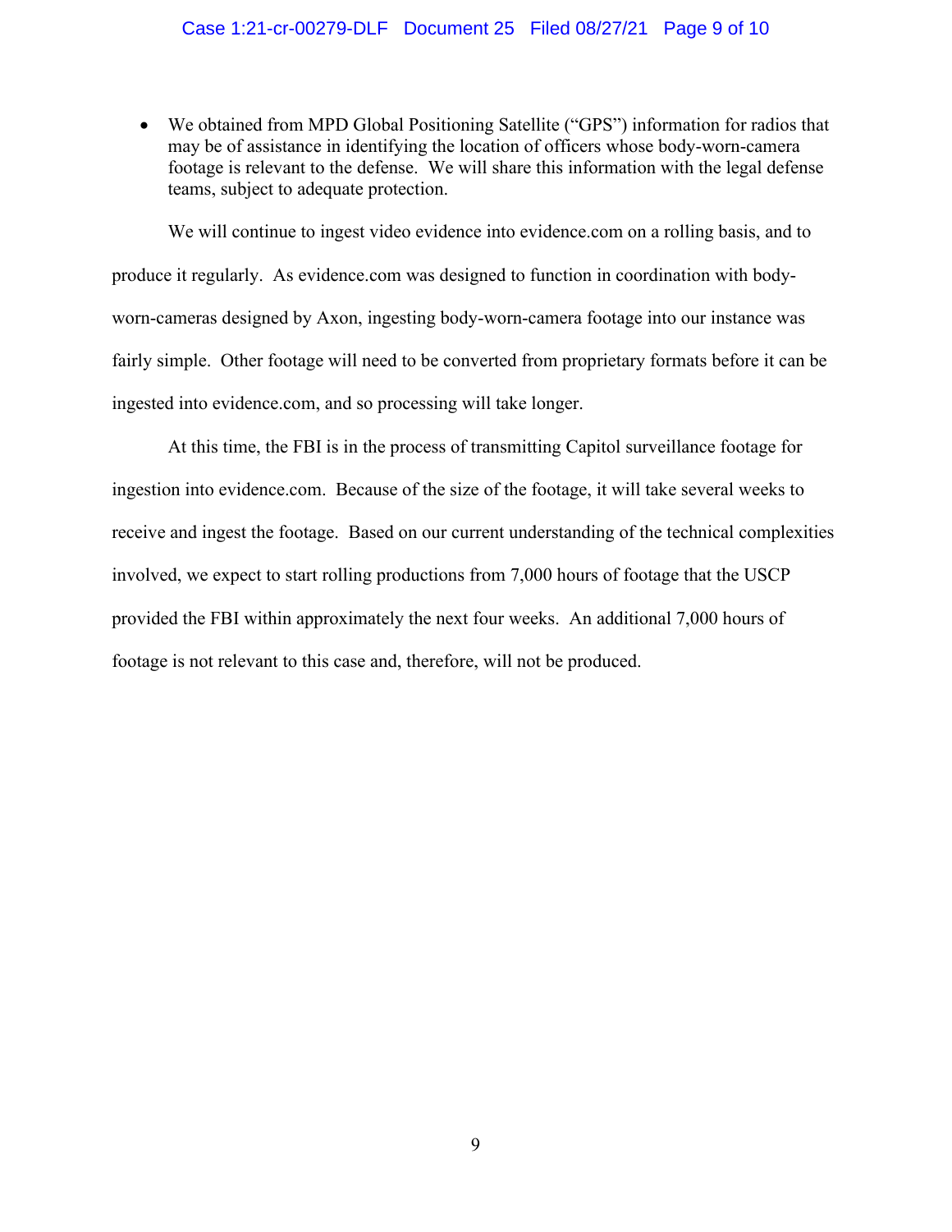- We obtained from MPD Global Positioning Satellite ("GPS") information for radios that may be of assistance in identifying the location of officers whose body-worn-camera footage is relevant to the defense. We will share this information with the legal defense teams, subject to adequate protection.

We will continue to ingest video evidence into evidence.com on a rolling basis, and to produce it regularly. As evidence.com was designed to function in coordination with body-worn-cameras designed by Axon, ingesting body-worn-camera footage into our instance was fairly simple. Other footage will need to be converted from proprietary formats before it can be ingested into evidence.com, and so processing will take longer.

At this time, the FBI is in the process of transmitting Capitol surveillance footage for ingestion into evidence.com. Because of the size of the footage, it will take several weeks to receive and ingest the footage. Based on our current understanding of the technical complexities involved, we expect to start rolling productions from 7,000 hours of footage that the USCP provided the FBI within approximately the next four weeks. An additional 7,000 hours of footage is not relevant to this case and, therefore, will not be produced.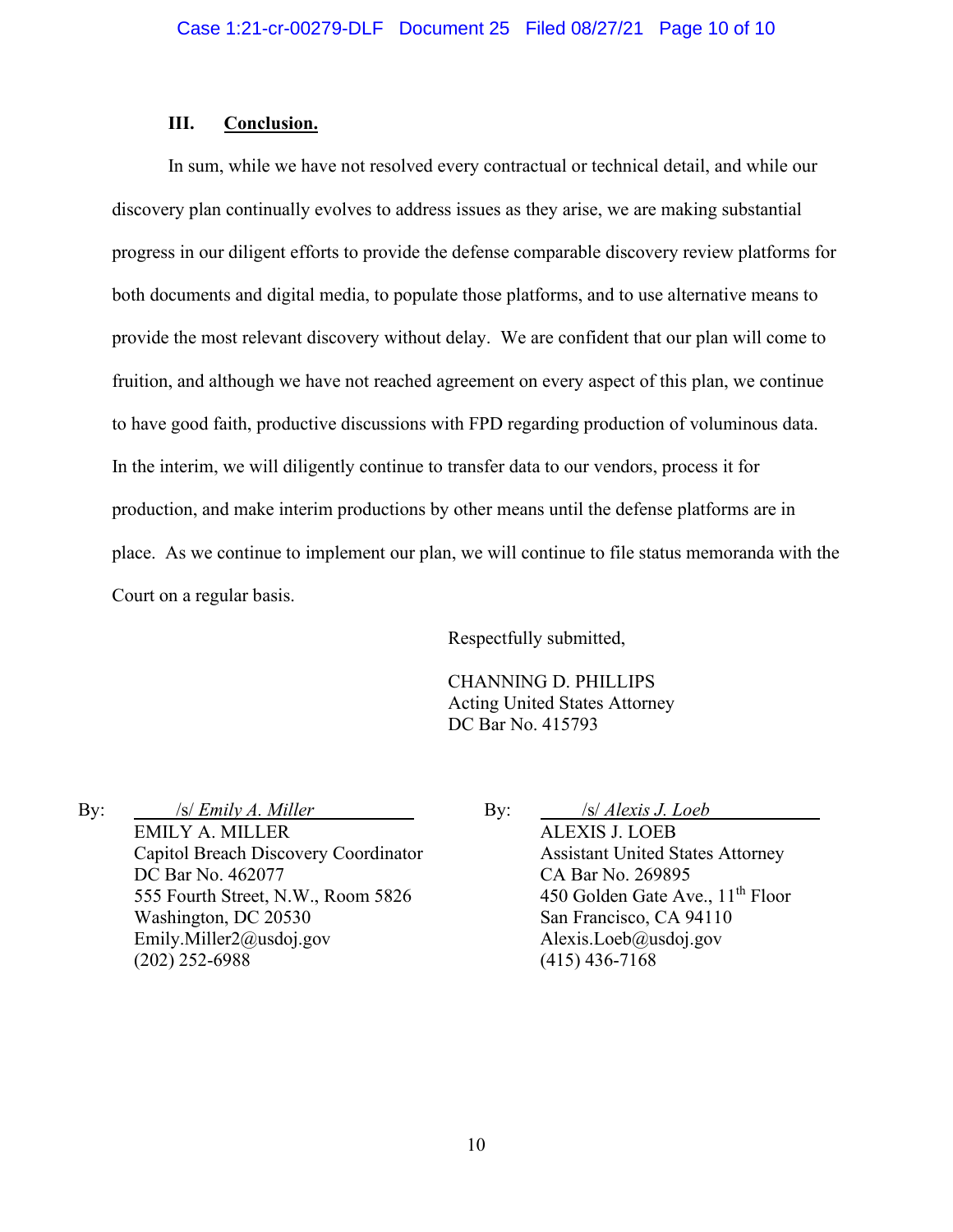### III. **Conclusion.**

In sum, while we have not resolved every contractual or technical detail, and while our discovery plan continually evolves to address issues as they arise, we are making substantial progress in our diligent efforts to provide the defense comparable discovery review platforms for both documents and digital media, to populate those platforms, and to use alternative means to provide the most relevant discovery without delay. We are confident that our plan will come to fruition, and although we have not reached agreement on every aspect of this plan, we continue to have good faith, productive discussions with FPD regarding production of voluminous data. In the interim, we will diligently continue to transfer data to our vendors, process it for production, and make interim productions by other means until the defense platforms are in place. As we continue to implement our plan, we will continue to file status memoranda with the Court on a regular basis.

Respectfully submitted,

CHANNING D. PHILLIPS
Acting United States Attorney
DC Bar No. 415793

By: /s/ *Emily A. Miller*
EMILY A. MILLER
Capitol Breach Discovery Coordinator
DC Bar No. 462077
555 Fourth Street, N.W., Room 5826
Washington, DC 20530
Emily.Miller2@usdoj.gov
(202) 252-6988

By: /s/ *Alexis J. Loeb*
ALEXIS J. LOEB
Assistant United States Attorney
CA Bar No. 269895
450 Golden Gate Ave., 11th Floor
San Francisco, CA 94110
Alexis.Loeb@usdoj.gov
(415) 436-7168